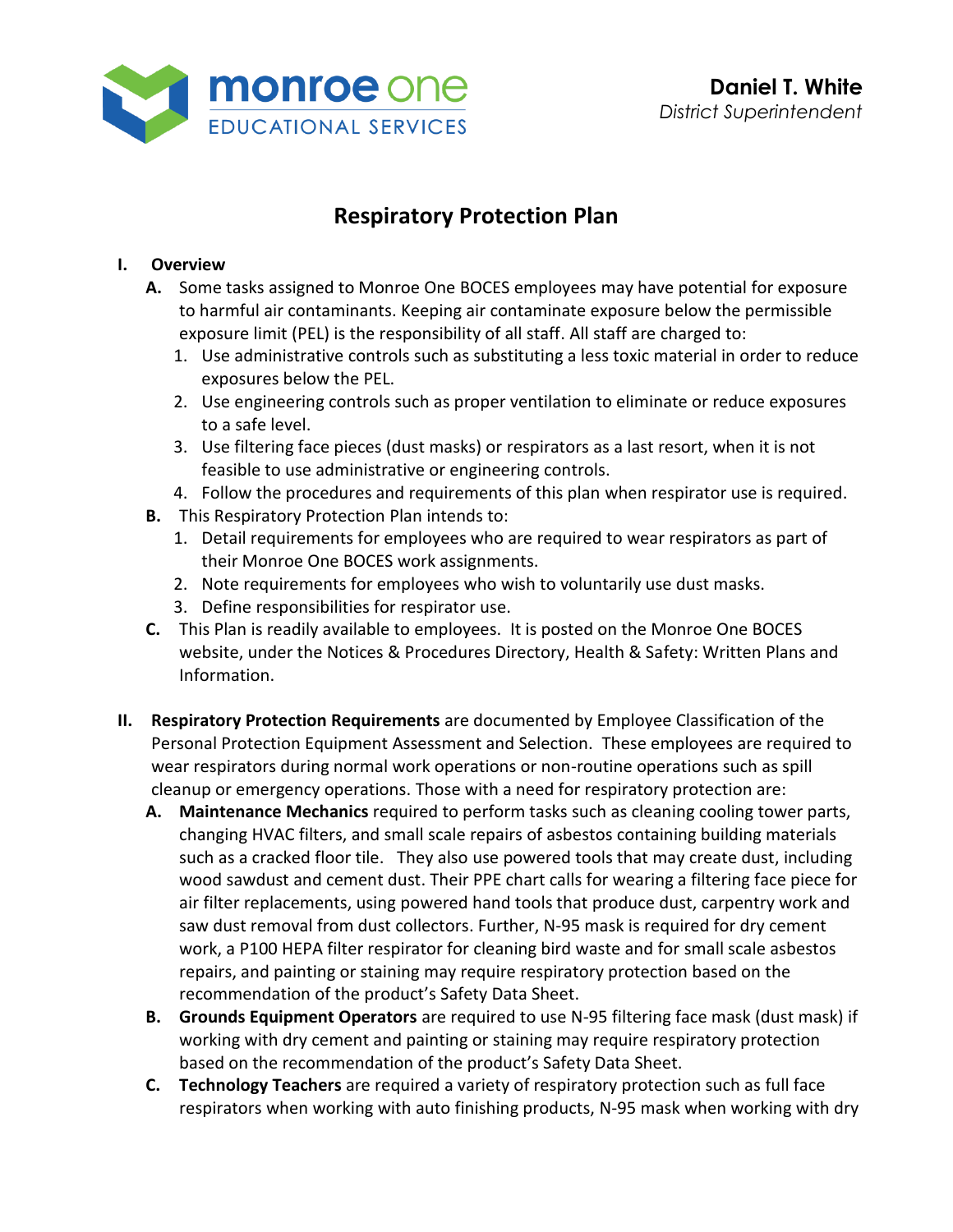monroe one
EDUCATIONAL SERVICES

**Daniel T. White**
*District Superintendent*

# Respiratory Protection Plan

**I. Overview**

**A.** Some tasks assigned to Monroe One BOCES employees may have potential for exposure to harmful air contaminants. Keeping air contaminate exposure below the permissible exposure limit (PEL) is the responsibility of all staff. All staff are charged to:

1. Use administrative controls such as substituting a less toxic material in order to reduce exposures below the PEL.
2. Use engineering controls such as proper ventilation to eliminate or reduce exposures to a safe level.
3. Use filtering face pieces (dust masks) or respirators as a last resort, when it is not feasible to use administrative or engineering controls.
4. Follow the procedures and requirements of this plan when respirator use is required.

**B.** This Respiratory Protection Plan intends to:

1. Detail requirements for employees who are required to wear respirators as part of their Monroe One BOCES work assignments.
2. Note requirements for employees who wish to voluntarily use dust masks.
3. Define responsibilities for respirator use.

**C.** This Plan is readily available to employees. It is posted on the Monroe One BOCES website, under the Notices & Procedures Directory, Health & Safety: Written Plans and Information.

**II. Respiratory Protection Requirements** are documented by Employee Classification of the Personal Protection Equipment Assessment and Selection. These employees are required to wear respirators during normal work operations or non-routine operations such as spill cleanup or emergency operations. Those with a need for respiratory protection are:

**A. Maintenance Mechanics** required to perform tasks such as cleaning cooling tower parts, changing HVAC filters, and small scale repairs of asbestos containing building materials such as a cracked floor tile. They also use powered tools that may create dust, including wood sawdust and cement dust. Their PPE chart calls for wearing a filtering face piece for air filter replacements, using powered hand tools that produce dust, carpentry work and saw dust removal from dust collectors. Further, N-95 mask is required for dry cement work, a P100 HEPA filter respirator for cleaning bird waste and for small scale asbestos repairs, and painting or staining may require respiratory protection based on the recommendation of the product's Safety Data Sheet.

**B. Grounds Equipment Operators** are required to use N-95 filtering face mask (dust mask) if working with dry cement and painting or staining may require respiratory protection based on the recommendation of the product's Safety Data Sheet.

**C. Technology Teachers** are required a variety of respiratory protection such as full face respirators when working with auto finishing products, N-95 mask when working with dry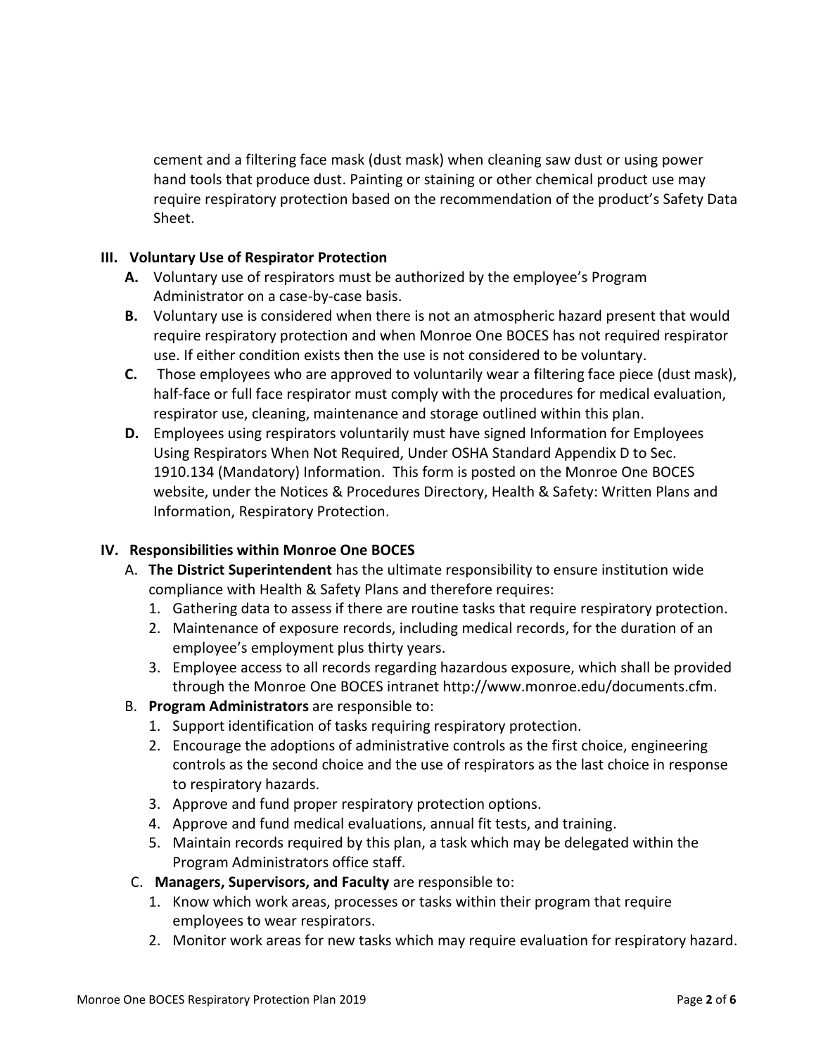cement and a filtering face mask (dust mask) when cleaning saw dust or using power hand tools that produce dust. Painting or staining or other chemical product use may require respiratory protection based on the recommendation of the product's Safety Data Sheet.

## III. Voluntary Use of Respirator Protection

**A.** Voluntary use of respirators must be authorized by the employee's Program Administrator on a case-by-case basis.

**B.** Voluntary use is considered when there is not an atmospheric hazard present that would require respiratory protection and when Monroe One BOCES has not required respirator use. If either condition exists then the use is not considered to be voluntary.

**C.** Those employees who are approved to voluntarily wear a filtering face piece (dust mask), half-face or full face respirator must comply with the procedures for medical evaluation, respirator use, cleaning, maintenance and storage outlined within this plan.

**D.** Employees using respirators voluntarily must have signed Information for Employees Using Respirators When Not Required, Under OSHA Standard Appendix D to Sec. 1910.134 (Mandatory) Information. This form is posted on the Monroe One BOCES website, under the Notices & Procedures Directory, Health & Safety: Written Plans and Information, Respiratory Protection.

## IV. Responsibilities within Monroe One BOCES

A. **The District Superintendent** has the ultimate responsibility to ensure institution wide compliance with Health & Safety Plans and therefore requires:
   1. Gathering data to assess if there are routine tasks that require respiratory protection.
   2. Maintenance of exposure records, including medical records, for the duration of an employee's employment plus thirty years.
   3. Employee access to all records regarding hazardous exposure, which shall be provided through the Monroe One BOCES intranet http://www.monroe.edu/documents.cfm.

B. **Program Administrators** are responsible to:
   1. Support identification of tasks requiring respiratory protection.
   2. Encourage the adoptions of administrative controls as the first choice, engineering controls as the second choice and the use of respirators as the last choice in response to respiratory hazards.
   3. Approve and fund proper respiratory protection options.
   4. Approve and fund medical evaluations, annual fit tests, and training.
   5. Maintain records required by this plan, a task which may be delegated within the Program Administrators office staff.

C. **Managers, Supervisors, and Faculty** are responsible to:
   1. Know which work areas, processes or tasks within their program that require employees to wear respirators.
   2. Monitor work areas for new tasks which may require evaluation for respiratory hazard.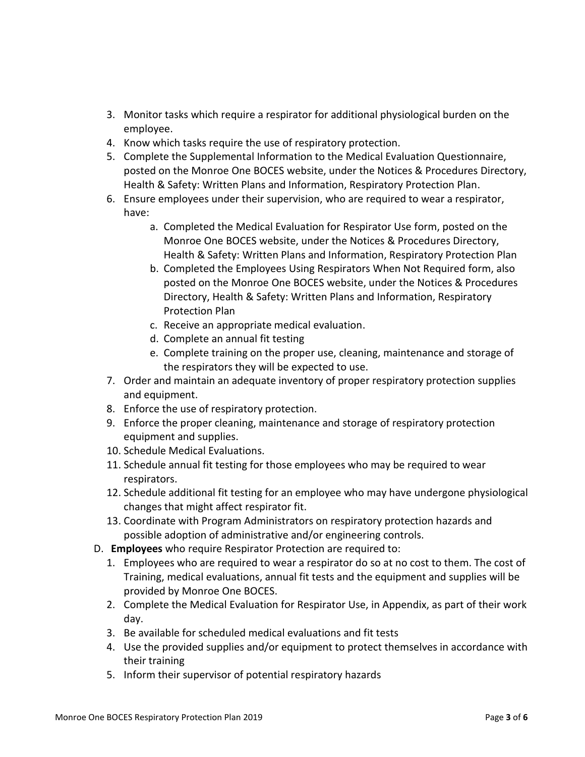3. Monitor tasks which require a respirator for additional physiological burden on the employee.
4. Know which tasks require the use of respiratory protection.
5. Complete the Supplemental Information to the Medical Evaluation Questionnaire, posted on the Monroe One BOCES website, under the Notices & Procedures Directory, Health & Safety: Written Plans and Information, Respiratory Protection Plan.
6. Ensure employees under their supervision, who are required to wear a respirator, have:
    a. Completed the Medical Evaluation for Respirator Use form, posted on the Monroe One BOCES website, under the Notices & Procedures Directory, Health & Safety: Written Plans and Information, Respiratory Protection Plan
    b. Completed the Employees Using Respirators When Not Required form, also posted on the Monroe One BOCES website, under the Notices & Procedures Directory, Health & Safety: Written Plans and Information, Respiratory Protection Plan
    c. Receive an appropriate medical evaluation.
    d. Complete an annual fit testing
    e. Complete training on the proper use, cleaning, maintenance and storage of the respirators they will be expected to use.
7. Order and maintain an adequate inventory of proper respiratory protection supplies and equipment.
8. Enforce the use of respiratory protection.
9. Enforce the proper cleaning, maintenance and storage of respiratory protection equipment and supplies.
10. Schedule Medical Evaluations.
11. Schedule annual fit testing for those employees who may be required to wear respirators.
12. Schedule additional fit testing for an employee who may have undergone physiological changes that might affect respirator fit.
13. Coordinate with Program Administrators on respiratory protection hazards and possible adoption of administrative and/or engineering controls.

D. **Employees** who require Respirator Protection are required to:
1. Employees who are required to wear a respirator do so at no cost to them. The cost of Training, medical evaluations, annual fit tests and the equipment and supplies will be provided by Monroe One BOCES.
2. Complete the Medical Evaluation for Respirator Use, in Appendix, as part of their work day.
3. Be available for scheduled medical evaluations and fit tests
4. Use the provided supplies and/or equipment to protect themselves in accordance with their training
5. Inform their supervisor of potential respiratory hazards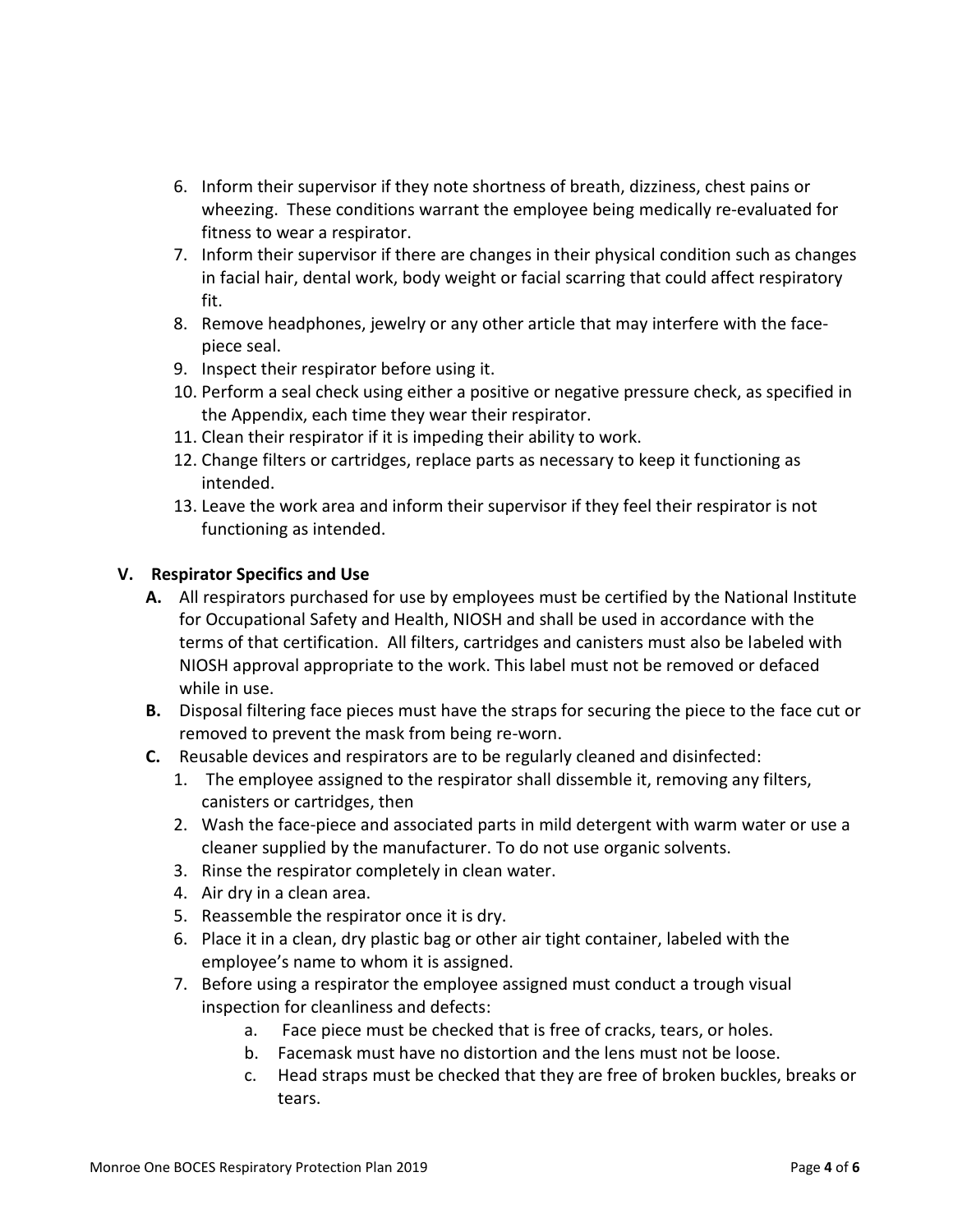6. Inform their supervisor if they note shortness of breath, dizziness, chest pains or wheezing. These conditions warrant the employee being medically re-evaluated for fitness to wear a respirator.
7. Inform their supervisor if there are changes in their physical condition such as changes in facial hair, dental work, body weight or facial scarring that could affect respiratory fit.
8. Remove headphones, jewelry or any other article that may interfere with the face-piece seal.
9. Inspect their respirator before using it.
10. Perform a seal check using either a positive or negative pressure check, as specified in the Appendix, each time they wear their respirator.
11. Clean their respirator if it is impeding their ability to work.
12. Change filters or cartridges, replace parts as necessary to keep it functioning as intended.
13. Leave the work area and inform their supervisor if they feel their respirator is not functioning as intended.

## V. Respirator Specifics and Use

**A.** All respirators purchased for use by employees must be certified by the National Institute for Occupational Safety and Health, NIOSH and shall be used in accordance with the terms of that certification. All filters, cartridges and canisters must also be labeled with NIOSH approval appropriate to the work. This label must not be removed or defaced while in use.

**B.** Disposal filtering face pieces must have the straps for securing the piece to the face cut or removed to prevent the mask from being re-worn.

**C.** Reusable devices and respirators are to be regularly cleaned and disinfected:

1. The employee assigned to the respirator shall dissemble it, removing any filters, canisters or cartridges, then
2. Wash the face-piece and associated parts in mild detergent with warm water or use a cleaner supplied by the manufacturer. To do not use organic solvents.
3. Rinse the respirator completely in clean water.
4. Air dry in a clean area.
5. Reassemble the respirator once it is dry.
6. Place it in a clean, dry plastic bag or other air tight container, labeled with the employee's name to whom it is assigned.
7. Before using a respirator the employee assigned must conduct a trough visual inspection for cleanliness and defects:
    a. Face piece must be checked that is free of cracks, tears, or holes.
    b. Facemask must have no distortion and the lens must not be loose.
    c. Head straps must be checked that they are free of broken buckles, breaks or tears.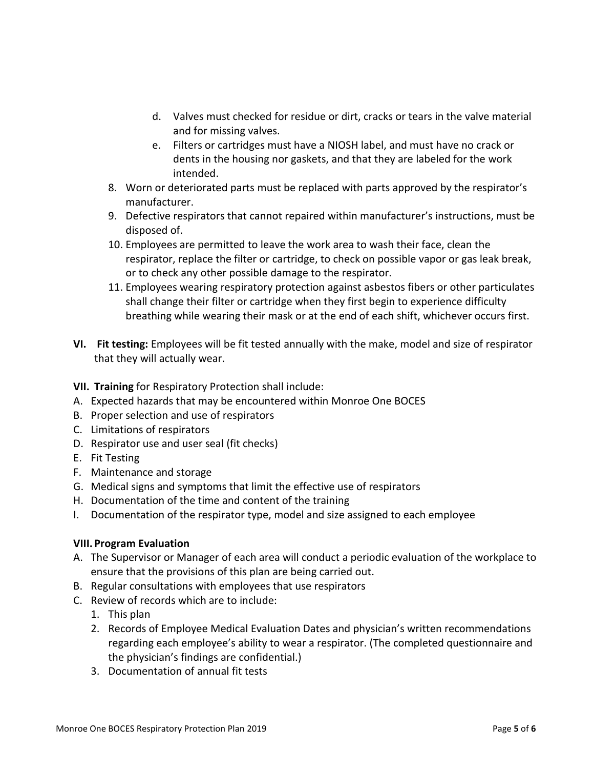d. Valves must checked for residue or dirt, cracks or tears in the valve material and for missing valves.
   e. Filters or cartridges must have a NIOSH label, and must have no crack or dents in the housing nor gaskets, and that they are labeled for the work intended.

8. Worn or deteriorated parts must be replaced with parts approved by the respirator's manufacturer.
9. Defective respirators that cannot repaired within manufacturer's instructions, must be disposed of.
10. Employees are permitted to leave the work area to wash their face, clean the respirator, replace the filter or cartridge, to check on possible vapor or gas leak break, or to check any other possible damage to the respirator.
11. Employees wearing respiratory protection against asbestos fibers or other particulates shall change their filter or cartridge when they first begin to experience difficulty breathing while wearing their mask or at the end of each shift, whichever occurs first.

**VI. Fit testing:** Employees will be fit tested annually with the make, model and size of respirator that they will actually wear.

**VII. Training** for Respiratory Protection shall include:

A. Expected hazards that may be encountered within Monroe One BOCES
B. Proper selection and use of respirators
C. Limitations of respirators
D. Respirator use and user seal (fit checks)
E. Fit Testing
F. Maintenance and storage
G. Medical signs and symptoms that limit the effective use of respirators
H. Documentation of the time and content of the training
I. Documentation of the respirator type, model and size assigned to each employee

**VIII. Program Evaluation**

A. The Supervisor or Manager of each area will conduct a periodic evaluation of the workplace to ensure that the provisions of this plan are being carried out.
B. Regular consultations with employees that use respirators
C. Review of records which are to include:
   1. This plan
   2. Records of Employee Medical Evaluation Dates and physician's written recommendations regarding each employee's ability to wear a respirator. (The completed questionnaire and the physician's findings are confidential.)
   3. Documentation of annual fit tests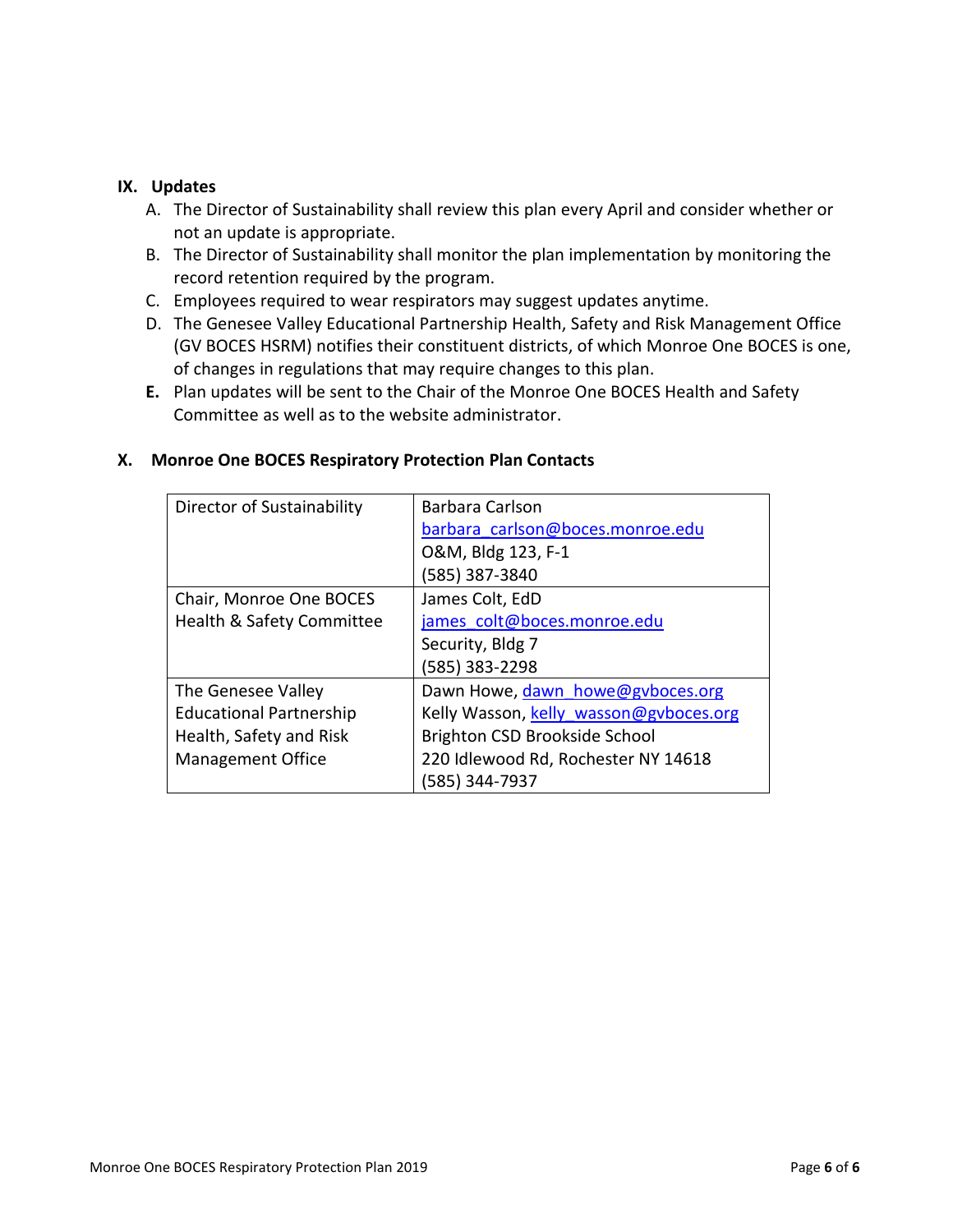## IX. Updates

A. The Director of Sustainability shall review this plan every April and consider whether or not an update is appropriate.
B. The Director of Sustainability shall monitor the plan implementation by monitoring the record retention required by the program.
C. Employees required to wear respirators may suggest updates anytime.
D. The Genesee Valley Educational Partnership Health, Safety and Risk Management Office (GV BOCES HSRM) notifies their constituent districts, of which Monroe One BOCES is one, of changes in regulations that may require changes to this plan.
**E.** Plan updates will be sent to the Chair of the Monroe One BOCES Health and Safety Committee as well as to the website administrator.

## X. Monroe One BOCES Respiratory Protection Plan Contacts

| | |
|---|---|
| Director of Sustainability | Barbara Carlson<br>barbara_carlson@boces.monroe.edu<br>O&M, Bldg 123, F-1<br>(585) 387-3840 |
| Chair, Monroe One BOCES Health & Safety Committee | James Colt, EdD<br>james_colt@boces.monroe.edu<br>Security, Bldg 7<br>(585) 383-2298 |
| The Genesee Valley Educational Partnership Health, Safety and Risk Management Office | Dawn Howe, dawn_howe@gvboces.org<br>Kelly Wasson, kelly_wasson@gvboces.org<br>Brighton CSD Brookside School<br>220 Idlewood Rd, Rochester NY 14618<br>(585) 344-7937 |